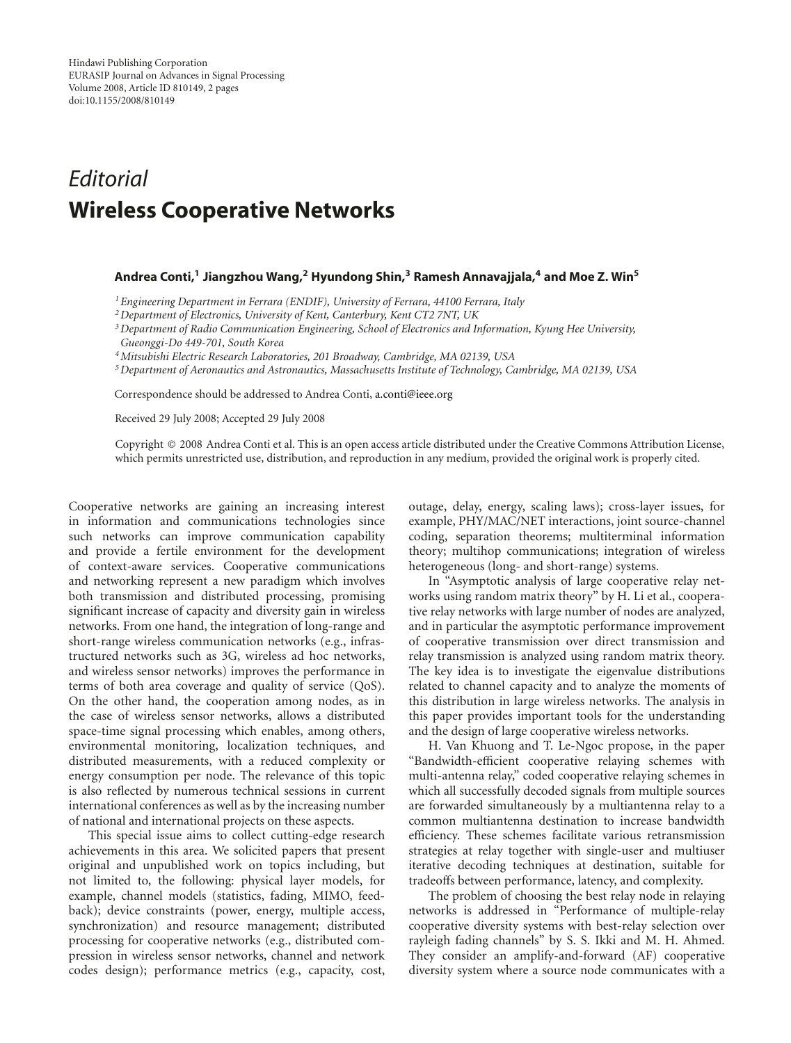*Editorial*

# Wireless Cooperative Networks

**Andrea Conti,[1] Jiangzhou Wang,[2] Hyundong Shin,[3] Ramesh Annavajjala,[4] and Moe Z. Win[5]**

[1] *Engineering Department in Ferrara (ENDIF), University of Ferrara, 44100 Ferrara, Italy*
[2] *Department of Electronics, University of Kent, Canterbury, Kent CT2 7NT, UK*
[3] *Department of Radio Communication Engineering, School of Electronics and Information, Kyung Hee University, Gueonggi-Do 449-701, South Korea*
[4] *Mitsubishi Electric Research Laboratories, 201 Broadway, Cambridge, MA 02139, USA*
[5] *Department of Aeronautics and Astronautics, Massachusetts Institute of Technology, Cambridge, MA 02139, USA*

Correspondence should be addressed to Andrea Conti, a.conti@ieee.org

Received 29 July 2008; Accepted 29 July 2008

Copyright © 2008 Andrea Conti et al. This is an open access article distributed under the Creative Commons Attribution License, which permits unrestricted use, distribution, and reproduction in any medium, provided the original work is properly cited.

Cooperative networks are gaining an increasing interest in information and communications technologies since such networks can improve communication capability and provide a fertile environment for the development of context-aware services. Cooperative communications and networking represent a new paradigm which involves both transmission and distributed processing, promising significant increase of capacity and diversity gain in wireless networks. From one hand, the integration of long-range and short-range wireless communication networks (e.g., infrastructured networks such as 3G, wireless ad hoc networks, and wireless sensor networks) improves the performance in terms of both area coverage and quality of service (QoS). On the other hand, the cooperation among nodes, as in the case of wireless sensor networks, allows a distributed space-time signal processing which enables, among others, environmental monitoring, localization techniques, and distributed measurements, with a reduced complexity or energy consumption per node. The relevance of this topic is also reflected by numerous technical sessions in current international conferences as well as by the increasing number of national and international projects on these aspects.

This special issue aims to collect cutting-edge research achievements in this area. We solicited papers that present original and unpublished work on topics including, but not limited to, the following: physical layer models, for example, channel models (statistics, fading, MIMO, feedback); device constraints (power, energy, multiple access, synchronization) and resource management; distributed processing for cooperative networks (e.g., distributed compression in wireless sensor networks, channel and network codes design); performance metrics (e.g., capacity, cost, outage, delay, energy, scaling laws); cross-layer issues, for example, PHY/MAC/NET interactions, joint source-channel coding, separation theorems; multiterminal information theory; multihop communications; integration of wireless heterogeneous (long- and short-range) systems.

In "Asymptotic analysis of large cooperative relay networks using random matrix theory" by H. Li et al., cooperative relay networks with large number of nodes are analyzed, and in particular the asymptotic performance improvement of cooperative transmission over direct transmission and relay transmission is analyzed using random matrix theory. The key idea is to investigate the eigenvalue distributions related to channel capacity and to analyze the moments of this distribution in large wireless networks. The analysis in this paper provides important tools for the understanding and the design of large cooperative wireless networks.

H. Van Khuong and T. Le-Ngoc propose, in the paper "Bandwidth-efficient cooperative relaying schemes with multi-antenna relay," coded cooperative relaying schemes in which all successfully decoded signals from multiple sources are forwarded simultaneously by a multiantenna relay to a common multiantenna destination to increase bandwidth efficiency. These schemes facilitate various retransmission strategies at relay together with single-user and multiuser iterative decoding techniques at destination, suitable for tradeoffs between performance, latency, and complexity.

The problem of choosing the best relay node in relaying networks is addressed in "Performance of multiple-relay cooperative diversity systems with best-relay selection over rayleigh fading channels" by S. S. Ikki and M. H. Ahmed. They consider an amplify-and-forward (AF) cooperative diversity system where a source node communicates with a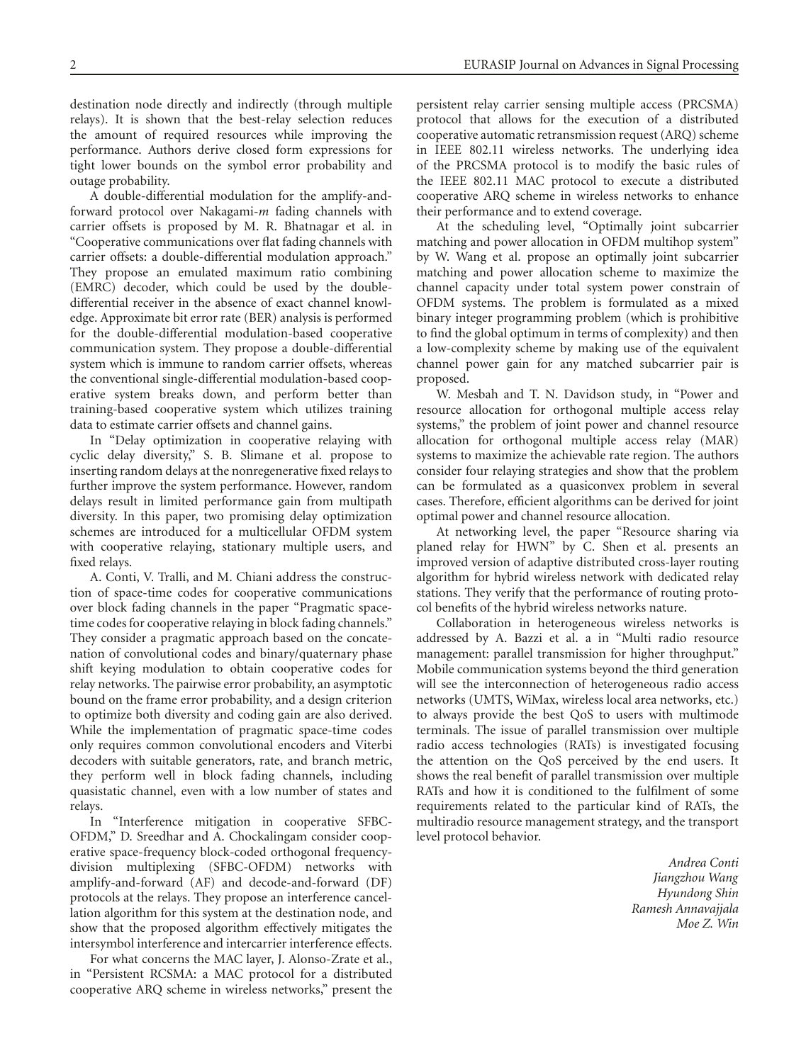destination node directly and indirectly (through multiple relays). It is shown that the best-relay selection reduces the amount of required resources while improving the performance. Authors derive closed form expressions for tight lower bounds on the symbol error probability and outage probability.

A double-differential modulation for the amplify-and-forward protocol over Nakagami-*m* fading channels with carrier offsets is proposed by M. R. Bhatnagar et al. in "Cooperative communications over flat fading channels with carrier offsets: a double-differential modulation approach." They propose an emulated maximum ratio combining (EMRC) decoder, which could be used by the double-differential receiver in the absence of exact channel knowledge. Approximate bit error rate (BER) analysis is performed for the double-differential modulation-based cooperative communication system. They propose a double-differential system which is immune to random carrier offsets, whereas the conventional single-differential modulation-based cooperative system breaks down, and perform better than training-based cooperative system which utilizes training data to estimate carrier offsets and channel gains.

In "Delay optimization in cooperative relaying with cyclic delay diversity," S. B. Slimane et al. propose to inserting random delays at the nonregenerative fixed relays to further improve the system performance. However, random delays result in limited performance gain from multipath diversity. In this paper, two promising delay optimization schemes are introduced for a multicellular OFDM system with cooperative relaying, stationary multiple users, and fixed relays.

A. Conti, V. Tralli, and M. Chiani address the construction of space-time codes for cooperative communications over block fading channels in the paper "Pragmatic space-time codes for cooperative relaying in block fading channels." They consider a pragmatic approach based on the concatenation of convolutional codes and binary/quaternary phase shift keying modulation to obtain cooperative codes for relay networks. The pairwise error probability, an asymptotic bound on the frame error probability, and a design criterion to optimize both diversity and coding gain are also derived. While the implementation of pragmatic space-time codes only requires common convolutional encoders and Viterbi decoders with suitable generators, rate, and branch metric, they perform well in block fading channels, including quasistatic channel, even with a low number of states and relays.

In "Interference mitigation in cooperative SFBC-OFDM," D. Sreedhar and A. Chockalingam consider cooperative space-frequency block-coded orthogonal frequency-division multiplexing (SFBC-OFDM) networks with amplify-and-forward (AF) and decode-and-forward (DF) protocols at the relays. They propose an interference cancellation algorithm for this system at the destination node, and show that the proposed algorithm effectively mitigates the intersymbol interference and intercarrier interference effects.

For what concerns the MAC layer, J. Alonso-Zrate et al., in "Persistent RCSMA: a MAC protocol for a distributed cooperative ARQ scheme in wireless networks," present the persistent relay carrier sensing multiple access (PRCSMA) protocol that allows for the execution of a distributed cooperative automatic retransmission request (ARQ) scheme in IEEE 802.11 wireless networks. The underlying idea of the PRCSMA protocol is to modify the basic rules of the IEEE 802.11 MAC protocol to execute a distributed cooperative ARQ scheme in wireless networks to enhance their performance and to extend coverage.

At the scheduling level, "Optimally joint subcarrier matching and power allocation in OFDM multihop system" by W. Wang et al. propose an optimally joint subcarrier matching and power allocation scheme to maximize the channel capacity under total system power constrain of OFDM systems. The problem is formulated as a mixed binary integer programming problem (which is prohibitive to find the global optimum in terms of complexity) and then a low-complexity scheme by making use of the equivalent channel power gain for any matched subcarrier pair is proposed.

W. Mesbah and T. N. Davidson study, in "Power and resource allocation for orthogonal multiple access relay systems," the problem of joint power and channel resource allocation for orthogonal multiple access relay (MAR) systems to maximize the achievable rate region. The authors consider four relaying strategies and show that the problem can be formulated as a quasiconvex problem in several cases. Therefore, efficient algorithms can be derived for joint optimal power and channel resource allocation.

At networking level, the paper "Resource sharing via planed relay for HWN" by C. Shen et al. presents an improved version of adaptive distributed cross-layer routing algorithm for hybrid wireless network with dedicated relay stations. They verify that the performance of routing protocol benefits of the hybrid wireless networks nature.

Collaboration in heterogeneous wireless networks is addressed by A. Bazzi et al. a in "Multi radio resource management: parallel transmission for higher throughput." Mobile communication systems beyond the third generation will see the interconnection of heterogeneous radio access networks (UMTS, WiMax, wireless local area networks, etc.) to always provide the best QoS to users with multimode terminals. The issue of parallel transmission over multiple radio access technologies (RATs) is investigated focusing the attention on the QoS perceived by the end users. It shows the real benefit of parallel transmission over multiple RATs and how it is conditioned to the fulfilment of some requirements related to the particular kind of RATs, the multiradio resource management strategy, and the transport level protocol behavior.

*Andrea Conti*
*Jiangzhou Wang*
*Hyundong Shin*
*Ramesh Annavajjala*
*Moe Z. Win*